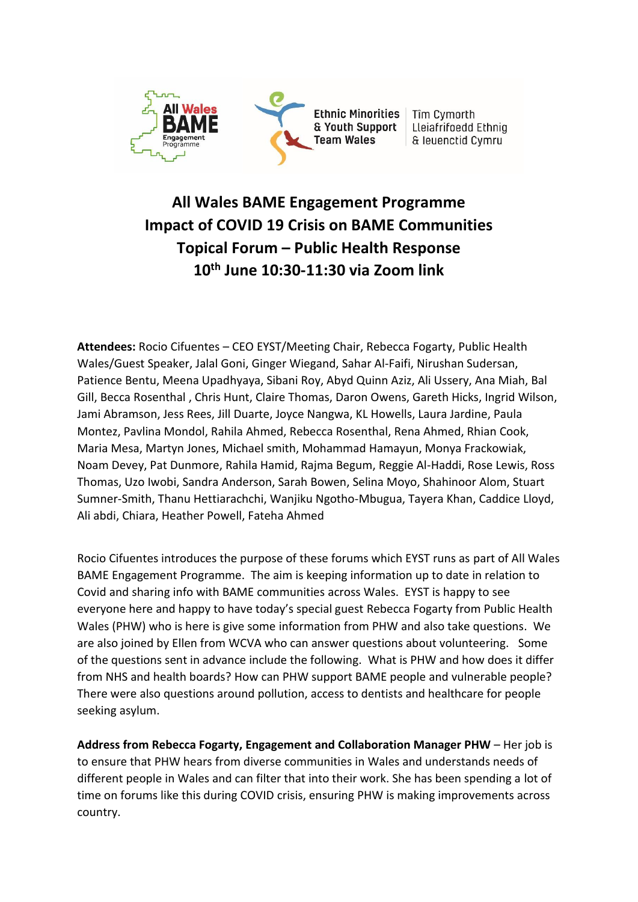All Wales BAME Engagement Programme

Ethnic Minorities & Youth Support Team Wales | Tîm Cymorth Lleiafrifoedd Ethnig & Ieuenctid Cymru

# All Wales BAME Engagement Programme
# Impact of COVID 19 Crisis on BAME Communities
# Topical Forum – Public Health Response
# 10th June 10:30-11:30 via Zoom link

**Attendees:** Rocio Cifuentes – CEO EYST/Meeting Chair, Rebecca Fogarty, Public Health Wales/Guest Speaker, Jalal Goni, Ginger Wiegand, Sahar Al-Faifi, Nirushan Sudersan, Patience Bentu, Meena Upadhyaya, Sibani Roy, Abyd Quinn Aziz, Ali Ussery, Ana Miah, Bal Gill, Becca Rosenthal , Chris Hunt, Claire Thomas, Daron Owens, Gareth Hicks, Ingrid Wilson, Jami Abramson, Jess Rees, Jill Duarte, Joyce Nangwa, KL Howells, Laura Jardine, Paula Montez, Pavlina Mondol, Rahila Ahmed, Rebecca Rosenthal, Rena Ahmed, Rhian Cook, Maria Mesa, Martyn Jones, Michael smith, Mohammad Hamayun, Monya Frackowiak, Noam Devey, Pat Dunmore, Rahila Hamid, Rajma Begum, Reggie Al-Haddi, Rose Lewis, Ross Thomas, Uzo Iwobi, Sandra Anderson, Sarah Bowen, Selina Moyo, Shahinoor Alom, Stuart Sumner-Smith, Thanu Hettiarachchi, Wanjiku Ngotho-Mbugua, Tayera Khan, Caddice Lloyd, Ali abdi, Chiara, Heather Powell, Fateha Ahmed

Rocio Cifuentes introduces the purpose of these forums which EYST runs as part of All Wales BAME Engagement Programme. The aim is keeping information up to date in relation to Covid and sharing info with BAME communities across Wales. EYST is happy to see everyone here and happy to have today's special guest Rebecca Fogarty from Public Health Wales (PHW) who is here is give some information from PHW and also take questions. We are also joined by Ellen from WCVA who can answer questions about volunteering. Some of the questions sent in advance include the following. What is PHW and how does it differ from NHS and health boards? How can PHW support BAME people and vulnerable people? There were also questions around pollution, access to dentists and healthcare for people seeking asylum.

**Address from Rebecca Fogarty, Engagement and Collaboration Manager PHW** – Her job is to ensure that PHW hears from diverse communities in Wales and understands needs of different people in Wales and can filter that into their work. She has been spending a lot of time on forums like this during COVID crisis, ensuring PHW is making improvements across country.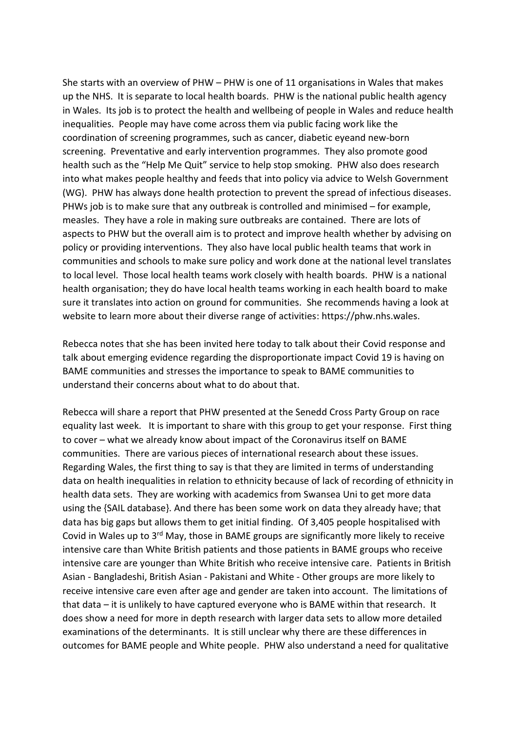She starts with an overview of PHW – PHW is one of 11 organisations in Wales that makes up the NHS. It is separate to local health boards. PHW is the national public health agency in Wales. Its job is to protect the health and wellbeing of people in Wales and reduce health inequalities. People may have come across them via public facing work like the coordination of screening programmes, such as cancer, diabetic eyeand new-born screening. Preventative and early intervention programmes. They also promote good health such as the "Help Me Quit" service to help stop smoking. PHW also does research into what makes people healthy and feeds that into policy via advice to Welsh Government (WG). PHW has always done health protection to prevent the spread of infectious diseases. PHWs job is to make sure that any outbreak is controlled and minimised – for example, measles. They have a role in making sure outbreaks are contained. There are lots of aspects to PHW but the overall aim is to protect and improve health whether by advising on policy or providing interventions. They also have local public health teams that work in communities and schools to make sure policy and work done at the national level translates to local level. Those local health teams work closely with health boards. PHW is a national health organisation; they do have local health teams working in each health board to make sure it translates into action on ground for communities. She recommends having a look at website to learn more about their diverse range of activities: https://phw.nhs.wales.

Rebecca notes that she has been invited here today to talk about their Covid response and talk about emerging evidence regarding the disproportionate impact Covid 19 is having on BAME communities and stresses the importance to speak to BAME communities to understand their concerns about what to do about that.

Rebecca will share a report that PHW presented at the Senedd Cross Party Group on race equality last week. It is important to share with this group to get your response. First thing to cover – what we already know about impact of the Coronavirus itself on BAME communities. There are various pieces of international research about these issues. Regarding Wales, the first thing to say is that they are limited in terms of understanding data on health inequalities in relation to ethnicity because of lack of recording of ethnicity in health data sets. They are working with academics from Swansea Uni to get more data using the {SAIL database}. And there has been some work on data they already have; that data has big gaps but allows them to get initial finding. Of 3,405 people hospitalised with Covid in Wales up to 3rd May, those in BAME groups are significantly more likely to receive intensive care than White British patients and those patients in BAME groups who receive intensive care are younger than White British who receive intensive care. Patients in British Asian - Bangladeshi, British Asian - Pakistani and White - Other groups are more likely to receive intensive care even after age and gender are taken into account. The limitations of that data – it is unlikely to have captured everyone who is BAME within that research. It does show a need for more in depth research with larger data sets to allow more detailed examinations of the determinants. It is still unclear why there are these differences in outcomes for BAME people and White people. PHW also understand a need for qualitative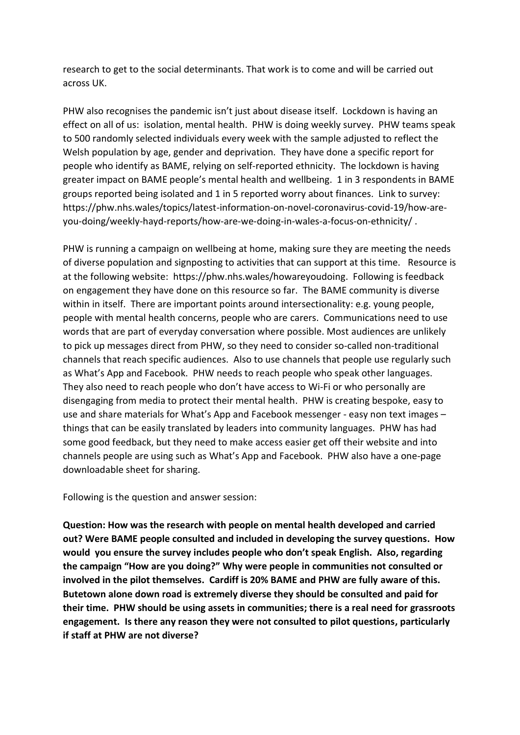research to get to the social determinants. That work is to come and will be carried out across UK.

PHW also recognises the pandemic isn't just about disease itself. Lockdown is having an effect on all of us: isolation, mental health. PHW is doing weekly survey. PHW teams speak to 500 randomly selected individuals every week with the sample adjusted to reflect the Welsh population by age, gender and deprivation. They have done a specific report for people who identify as BAME, relying on self-reported ethnicity. The lockdown is having greater impact on BAME people's mental health and wellbeing. 1 in 3 respondents in BAME groups reported being isolated and 1 in 5 reported worry about finances. Link to survey: https://phw.nhs.wales/topics/latest-information-on-novel-coronavirus-covid-19/how-are-you-doing/weekly-hayd-reports/how-are-we-doing-in-wales-a-focus-on-ethnicity/ .

PHW is running a campaign on wellbeing at home, making sure they are meeting the needs of diverse population and signposting to activities that can support at this time. Resource is at the following website: https://phw.nhs.wales/howareyoudoing. Following is feedback on engagement they have done on this resource so far. The BAME community is diverse within in itself. There are important points around intersectionality: e.g. young people, people with mental health concerns, people who are carers. Communications need to use words that are part of everyday conversation where possible. Most audiences are unlikely to pick up messages direct from PHW, so they need to consider so-called non-traditional channels that reach specific audiences. Also to use channels that people use regularly such as What's App and Facebook. PHW needs to reach people who speak other languages. They also need to reach people who don't have access to Wi-Fi or who personally are disengaging from media to protect their mental health. PHW is creating bespoke, easy to use and share materials for What's App and Facebook messenger - easy non text images – things that can be easily translated by leaders into community languages. PHW has had some good feedback, but they need to make access easier get off their website and into channels people are using such as What's App and Facebook. PHW also have a one-page downloadable sheet for sharing.

Following is the question and answer session:

**Question: How was the research with people on mental health developed and carried out? Were BAME people consulted and included in developing the survey questions. How would you ensure the survey includes people who don't speak English. Also, regarding the campaign "How are you doing?" Why were people in communities not consulted or involved in the pilot themselves. Cardiff is 20% BAME and PHW are fully aware of this. Butetown alone down road is extremely diverse they should be consulted and paid for their time. PHW should be using assets in communities; there is a real need for grassroots engagement. Is there any reason they were not consulted to pilot questions, particularly if staff at PHW are not diverse?**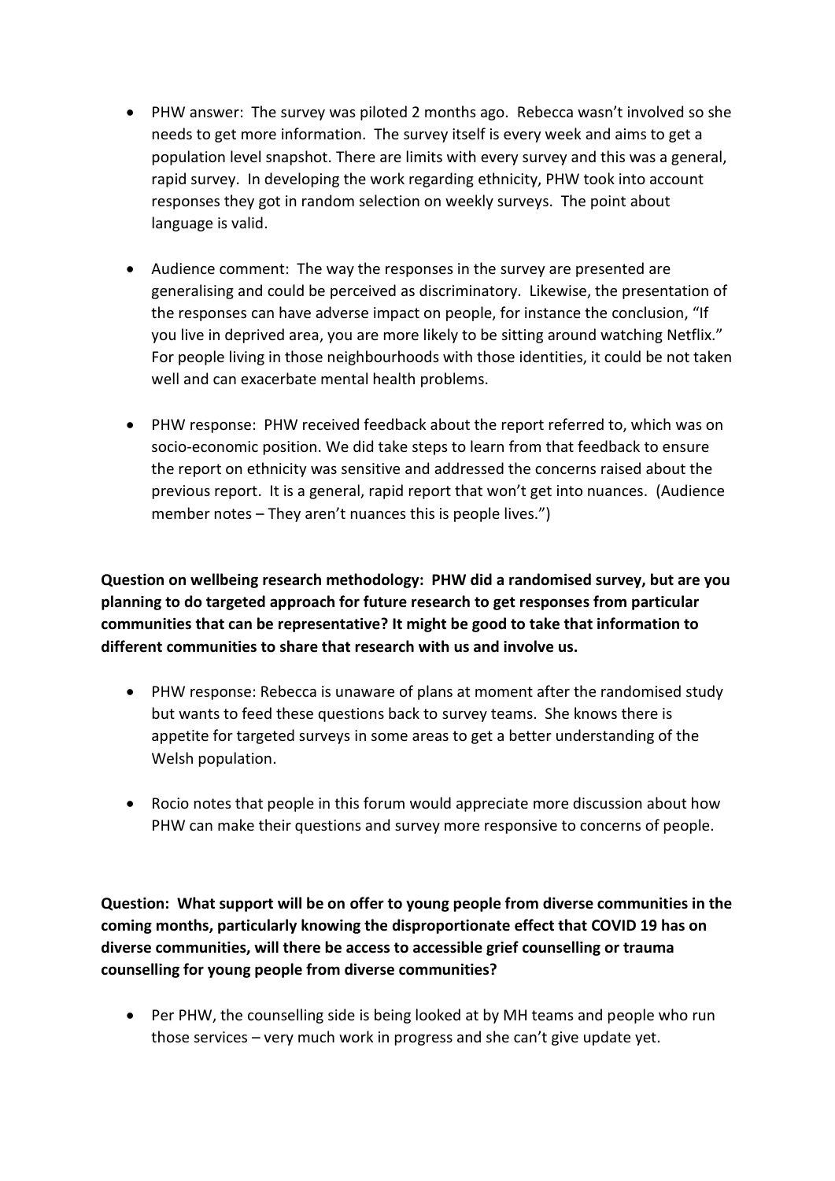- PHW answer: The survey was piloted 2 months ago. Rebecca wasn't involved so she needs to get more information. The survey itself is every week and aims to get a population level snapshot. There are limits with every survey and this was a general, rapid survey. In developing the work regarding ethnicity, PHW took into account responses they got in random selection on weekly surveys. The point about language is valid.

- Audience comment: The way the responses in the survey are presented are generalising and could be perceived as discriminatory. Likewise, the presentation of the responses can have adverse impact on people, for instance the conclusion, "If you live in deprived area, you are more likely to be sitting around watching Netflix." For people living in those neighbourhoods with those identities, it could be not taken well and can exacerbate mental health problems.

- PHW response: PHW received feedback about the report referred to, which was on socio-economic position. We did take steps to learn from that feedback to ensure the report on ethnicity was sensitive and addressed the concerns raised about the previous report. It is a general, rapid report that won't get into nuances. (Audience member notes – They aren't nuances this is people lives.")

**Question on wellbeing research methodology: PHW did a randomised survey, but are you planning to do targeted approach for future research to get responses from particular communities that can be representative? It might be good to take that information to different communities to share that research with us and involve us.**

- PHW response: Rebecca is unaware of plans at moment after the randomised study but wants to feed these questions back to survey teams. She knows there is appetite for targeted surveys in some areas to get a better understanding of the Welsh population.

- Rocio notes that people in this forum would appreciate more discussion about how PHW can make their questions and survey more responsive to concerns of people.

**Question: What support will be on offer to young people from diverse communities in the coming months, particularly knowing the disproportionate effect that COVID 19 has on diverse communities, will there be access to accessible grief counselling or trauma counselling for young people from diverse communities?**

- Per PHW, the counselling side is being looked at by MH teams and people who run those services – very much work in progress and she can't give update yet.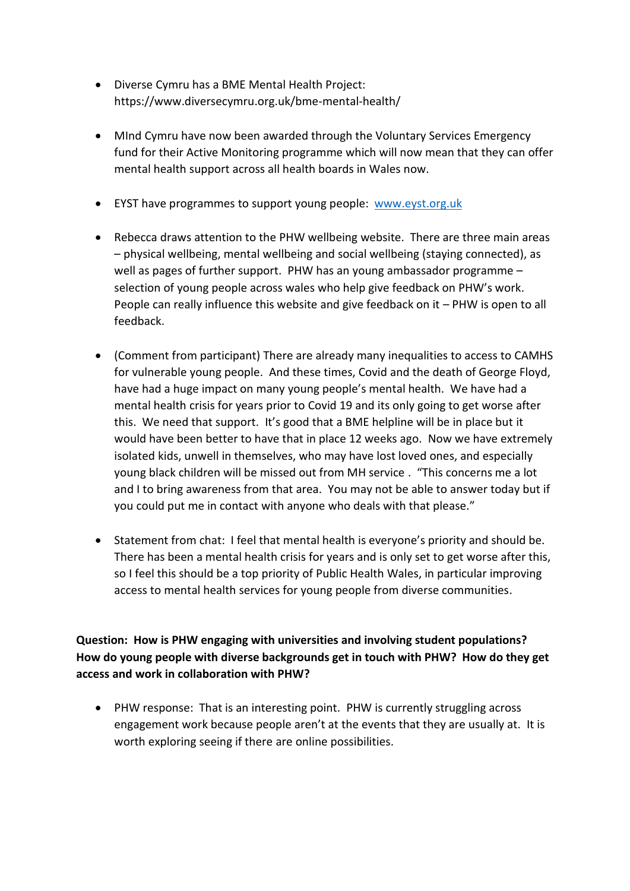- Diverse Cymru has a BME Mental Health Project: https://www.diversecymru.org.uk/bme-mental-health/

- MInd Cymru have now been awarded through the Voluntary Services Emergency fund for their Active Monitoring programme which will now mean that they can offer mental health support across all health boards in Wales now.

- EYST have programmes to support young people: [www.eyst.org.uk](www.eyst.org.uk)

- Rebecca draws attention to the PHW wellbeing website. There are three main areas – physical wellbeing, mental wellbeing and social wellbeing (staying connected), as well as pages of further support. PHW has an young ambassador programme – selection of young people across wales who help give feedback on PHW's work. People can really influence this website and give feedback on it – PHW is open to all feedback.

- (Comment from participant) There are already many inequalities to access to CAMHS for vulnerable young people. And these times, Covid and the death of George Floyd, have had a huge impact on many young people's mental health. We have had a mental health crisis for years prior to Covid 19 and its only going to get worse after this. We need that support. It's good that a BME helpline will be in place but it would have been better to have that in place 12 weeks ago. Now we have extremely isolated kids, unwell in themselves, who may have lost loved ones, and especially young black children will be missed out from MH service . "This concerns me a lot and I to bring awareness from that area. You may not be able to answer today but if you could put me in contact with anyone who deals with that please."

- Statement from chat: I feel that mental health is everyone's priority and should be. There has been a mental health crisis for years and is only set to get worse after this, so I feel this should be a top priority of Public Health Wales, in particular improving access to mental health services for young people from diverse communities.

**Question: How is PHW engaging with universities and involving student populations? How do young people with diverse backgrounds get in touch with PHW? How do they get access and work in collaboration with PHW?**

- PHW response: That is an interesting point. PHW is currently struggling across engagement work because people aren't at the events that they are usually at. It is worth exploring seeing if there are online possibilities.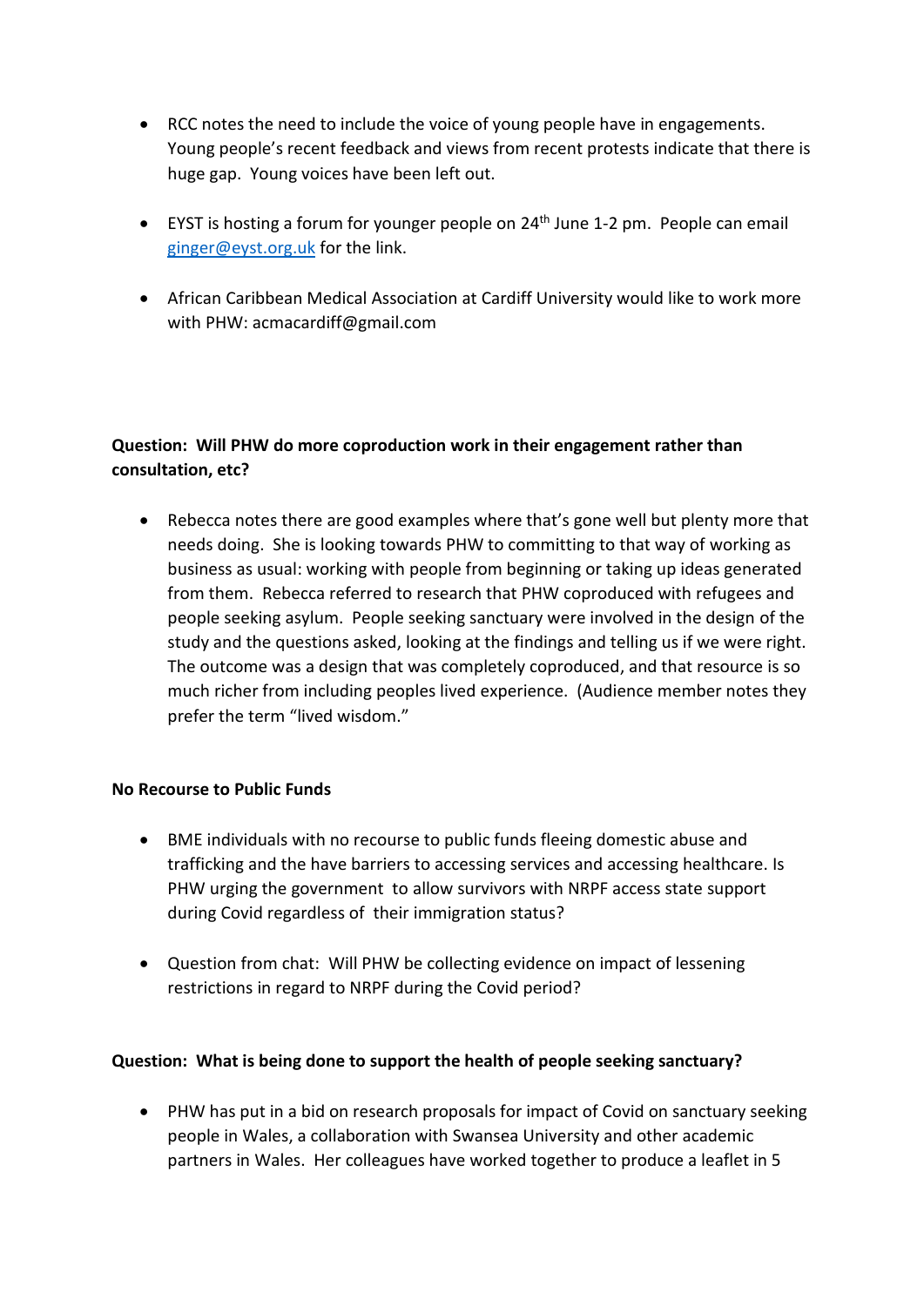- RCC notes the need to include the voice of young people have in engagements. Young people's recent feedback and views from recent protests indicate that there is huge gap. Young voices have been left out.

- EYST is hosting a forum for younger people on 24th June 1-2 pm. People can email ginger@eyst.org.uk for the link.

- African Caribbean Medical Association at Cardiff University would like to work more with PHW: acmacardiff@gmail.com

**Question: Will PHW do more coproduction work in their engagement rather than consultation, etc?**

- Rebecca notes there are good examples where that's gone well but plenty more that needs doing. She is looking towards PHW to committing to that way of working as business as usual: working with people from beginning or taking up ideas generated from them. Rebecca referred to research that PHW coproduced with refugees and people seeking asylum. People seeking sanctuary were involved in the design of the study and the questions asked, looking at the findings and telling us if we were right. The outcome was a design that was completely coproduced, and that resource is so much richer from including peoples lived experience. (Audience member notes they prefer the term "lived wisdom."

**No Recourse to Public Funds**

- BME individuals with no recourse to public funds fleeing domestic abuse and trafficking and the have barriers to accessing services and accessing healthcare. Is PHW urging the government to allow survivors with NRPF access state support during Covid regardless of their immigration status?

- Question from chat: Will PHW be collecting evidence on impact of lessening restrictions in regard to NRPF during the Covid period?

**Question: What is being done to support the health of people seeking sanctuary?**

- PHW has put in a bid on research proposals for impact of Covid on sanctuary seeking people in Wales, a collaboration with Swansea University and other academic partners in Wales. Her colleagues have worked together to produce a leaflet in 5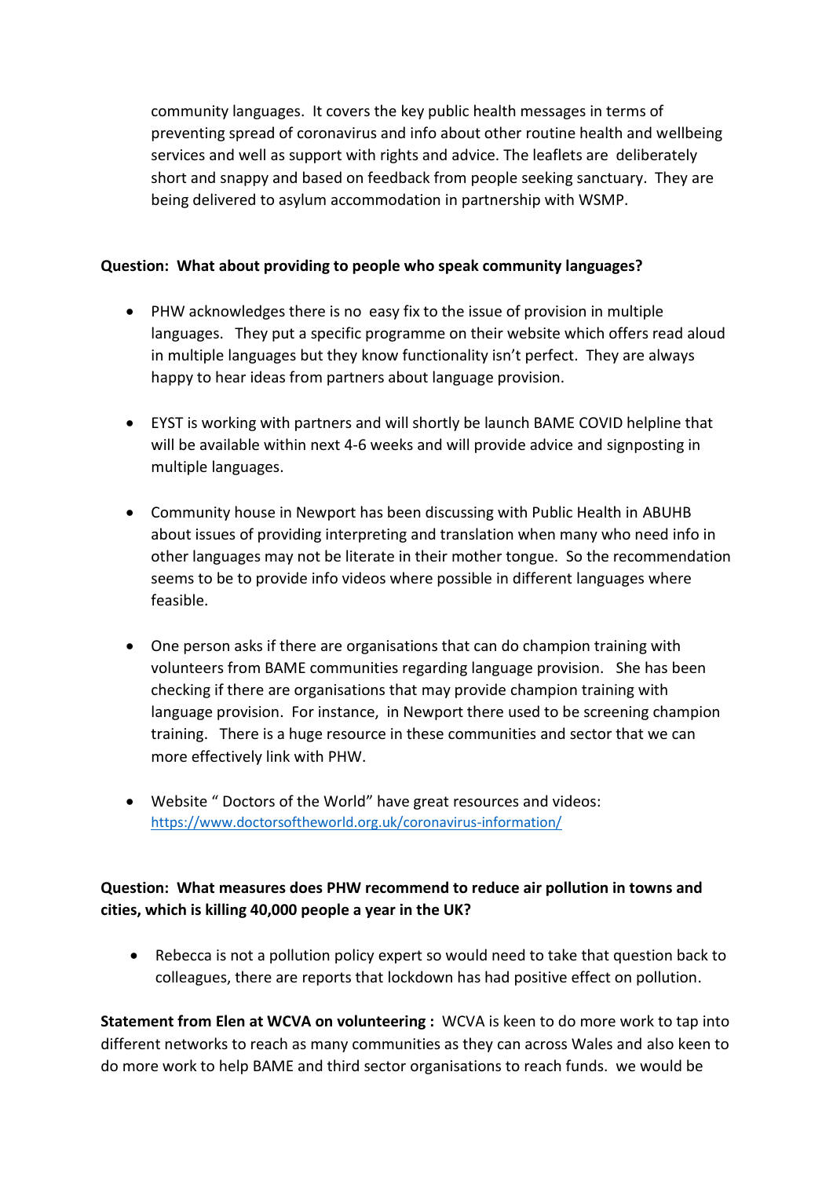community languages. It covers the key public health messages in terms of preventing spread of coronavirus and info about other routine health and wellbeing services and well as support with rights and advice. The leaflets are deliberately short and snappy and based on feedback from people seeking sanctuary. They are being delivered to asylum accommodation in partnership with WSMP.

**Question: What about providing to people who speak community languages?**

- PHW acknowledges there is no easy fix to the issue of provision in multiple languages. They put a specific programme on their website which offers read aloud in multiple languages but they know functionality isn't perfect. They are always happy to hear ideas from partners about language provision.

- EYST is working with partners and will shortly be launch BAME COVID helpline that will be available within next 4-6 weeks and will provide advice and signposting in multiple languages.

- Community house in Newport has been discussing with Public Health in ABUHB about issues of providing interpreting and translation when many who need info in other languages may not be literate in their mother tongue. So the recommendation seems to be to provide info videos where possible in different languages where feasible.

- One person asks if there are organisations that can do champion training with volunteers from BAME communities regarding language provision. She has been checking if there are organisations that may provide champion training with language provision. For instance, in Newport there used to be screening champion training. There is a huge resource in these communities and sector that we can more effectively link with PHW.

- Website " Doctors of the World" have great resources and videos: https://www.doctorsoftheworld.org.uk/coronavirus-information/

**Question: What measures does PHW recommend to reduce air pollution in towns and cities, which is killing 40,000 people a year in the UK?**

- Rebecca is not a pollution policy expert so would need to take that question back to colleagues, there are reports that lockdown has had positive effect on pollution.

**Statement from Elen at WCVA on volunteering :** WCVA is keen to do more work to tap into different networks to reach as many communities as they can across Wales and also keen to do more work to help BAME and third sector organisations to reach funds. we would be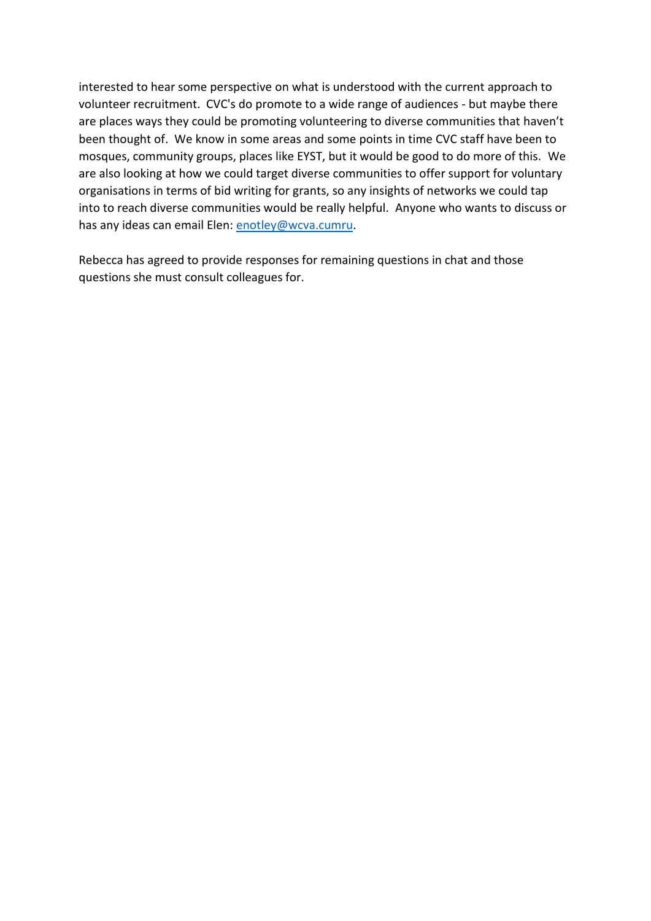interested to hear some perspective on what is understood with the current approach to volunteer recruitment. CVC's do promote to a wide range of audiences - but maybe there are places ways they could be promoting volunteering to diverse communities that haven't been thought of. We know in some areas and some points in time CVC staff have been to mosques, community groups, places like EYST, but it would be good to do more of this. We are also looking at how we could target diverse communities to offer support for voluntary organisations in terms of bid writing for grants, so any insights of networks we could tap into to reach diverse communities would be really helpful. Anyone who wants to discuss or has any ideas can email Elen: enotley@wcva.cumru.

Rebecca has agreed to provide responses for remaining questions in chat and those questions she must consult colleagues for.